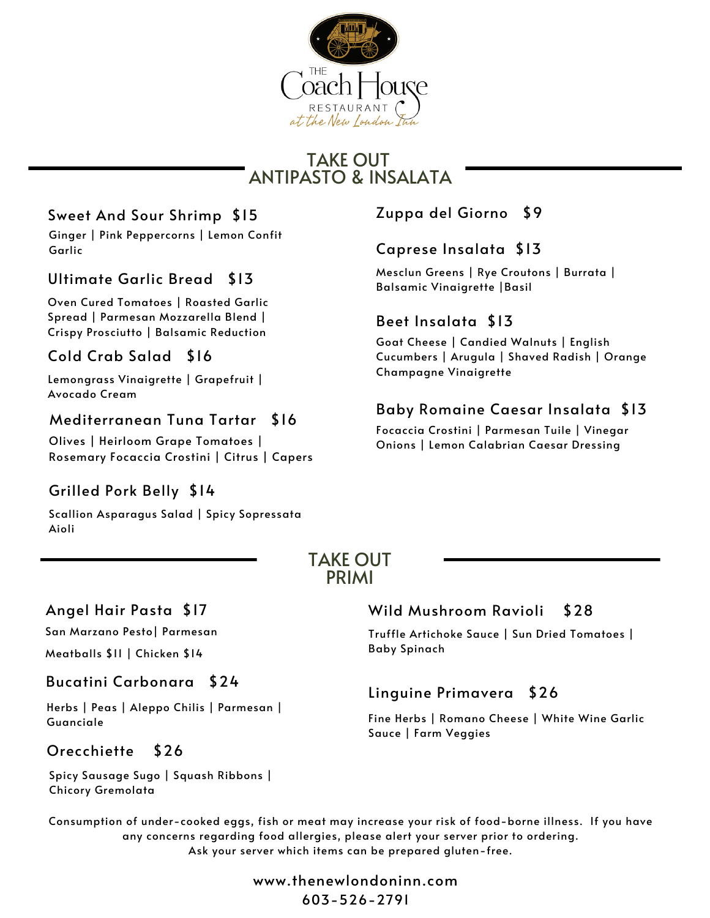THE Coach House RESTAURANT at the New London Inn

## TAKE OUT ANTIPASTO & INSALATA

### Sweet And Sour Shrimp $15

Ginger | Pink Peppercorns | Lemon Confit Garlic

### Ultimate Garlic Bread $13

Oven Cured Tomatoes | Roasted Garlic Spread | Parmesan Mozzarella Blend | Crispy Prosciutto | Balsamic Reduction

### Cold Crab Salad $16

Lemongrass Vinaigrette | Grapefruit | Avocado Cream

### Mediterranean Tuna Tartar $16

Olives | Heirloom Grape Tomatoes | Rosemary Focaccia Crostini | Citrus | Capers

### Grilled Pork Belly $14

Scallion Asparagus Salad | Spicy Sopressata Aioli

### Zuppa del Giorno $9

### Caprese Insalata $13

Mesclun Greens | Rye Croutons | Burrata | Balsamic Vinaigrette |Basil

### Beet Insalata $13

Goat Cheese | Candied Walnuts | English Cucumbers | Arugula | Shaved Radish | Orange Champagne Vinaigrette

### Baby Romaine Caesar Insalata $13

Focaccia Crostini | Parmesan Tuile | Vinegar Onions | Lemon Calabrian Caesar Dressing

## TAKE OUT PRIMI

### Angel Hair Pasta $17

San Marzano Pesto| Parmesan

Meatballs $11 | Chicken $14

### Bucatini Carbonara $24

Herbs | Peas | Aleppo Chilis | Parmesan | Guanciale

### Orecchiette $26

Spicy Sausage Sugo | Squash Ribbons | Chicory Gremolata

### Wild Mushroom Ravioli $28

Truffle Artichoke Sauce | Sun Dried Tomatoes | Baby Spinach

### Linguine Primavera $26

Fine Herbs | Romano Cheese | White Wine Garlic Sauce | Farm Veggies

Consumption of under-cooked eggs, fish or meat may increase your risk of food-borne illness. If you have any concerns regarding food allergies, please alert your server prior to ordering.
Ask your server which items can be prepared gluten-free.

www.thenewlondoninn.com
603-526-2791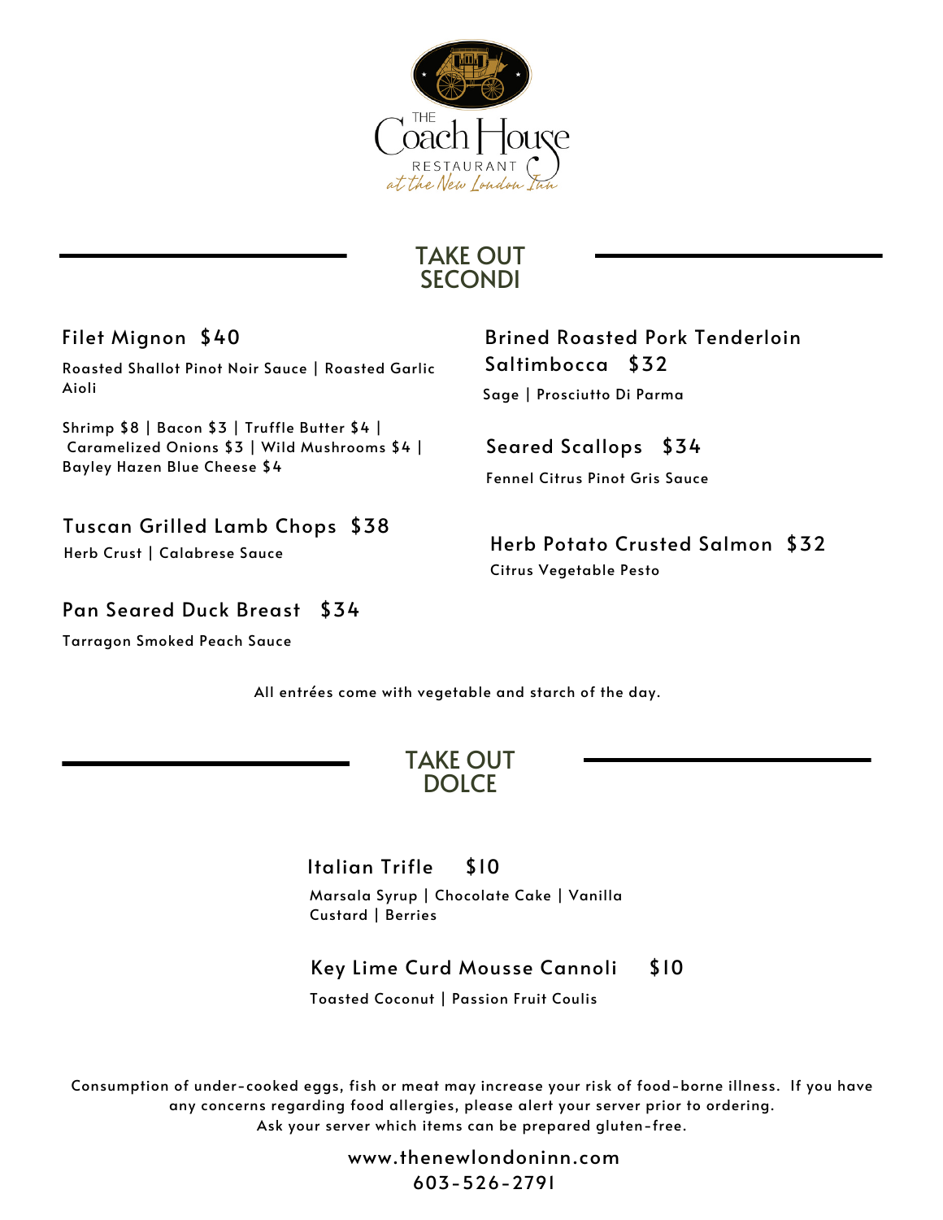THE Coach House RESTAURANT at the New London Inn

## TAKE OUT SECONDI

### Filet Mignon $40

Roasted Shallot Pinot Noir Sauce | Roasted Garlic Aioli

Shrimp $8 | Bacon $3 | Truffle Butter $4 | Caramelized Onions $3 | Wild Mushrooms $4 | Bayley Hazen Blue Cheese $4

### Tuscan Grilled Lamb Chops $38

Herb Crust | Calabrese Sauce

### Pan Seared Duck Breast $34

Tarragon Smoked Peach Sauce

### Brined Roasted Pork Tenderloin Saltimbocca $32

Sage | Prosciutto Di Parma

### Seared Scallops $34

Fennel Citrus Pinot Gris Sauce

### Herb Potato Crusted Salmon $32

Citrus Vegetable Pesto

All entrées come with vegetable and starch of the day.

## TAKE OUT DOLCE

### Italian Trifle $10

Marsala Syrup | Chocolate Cake | Vanilla Custard | Berries

### Key Lime Curd Mousse Cannoli $10

Toasted Coconut | Passion Fruit Coulis

Consumption of under-cooked eggs, fish or meat may increase your risk of food-borne illness. If you have any concerns regarding food allergies, please alert your server prior to ordering.
Ask your server which items can be prepared gluten-free.

www.thenewlondoninn.com
603-526-2791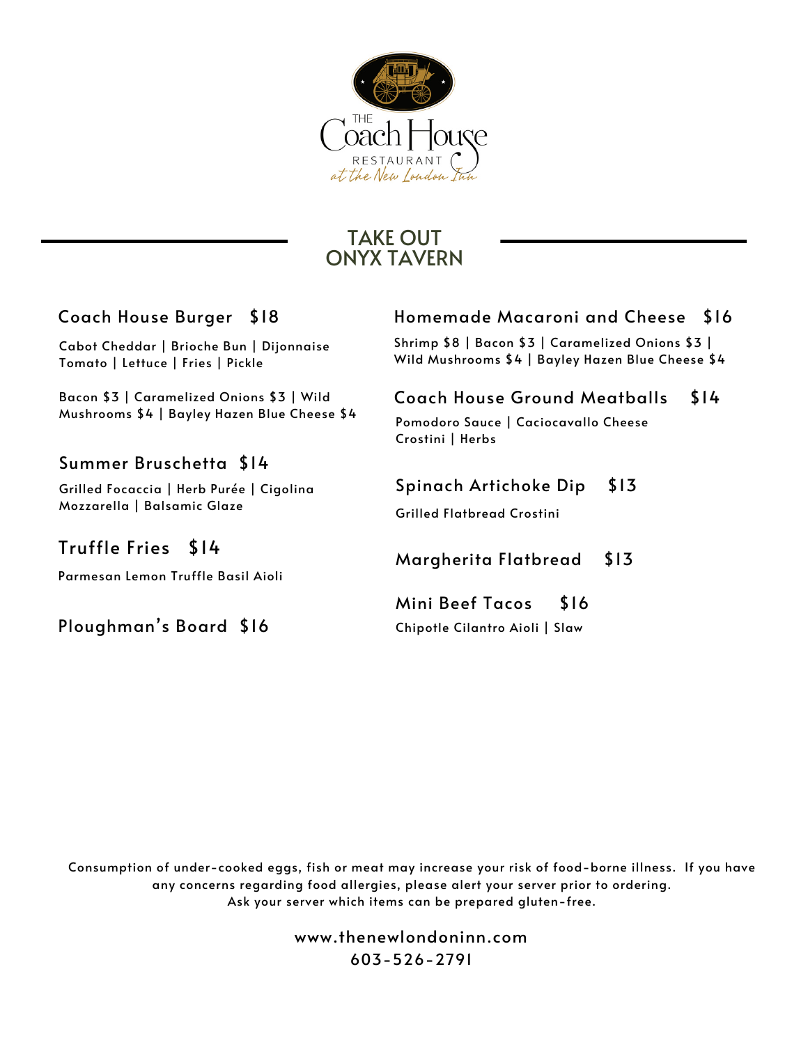THE Coach House RESTAURANT at the New London Inn

# TAKE OUT
# ONYX TAVERN

### Coach House Burger $18

Cabot Cheddar | Brioche Bun | Dijonnaise
Tomato | Lettuce | Fries | Pickle

Bacon $3 | Caramelized Onions $3 | Wild Mushrooms $4 | Bayley Hazen Blue Cheese $4

### Summer Bruschetta $14

Grilled Focaccia | Herb Purée | Cigolina Mozzarella | Balsamic Glaze

### Truffle Fries $14

Parmesan Lemon Truffle Basil Aioli

### Ploughman's Board $16

### Homemade Macaroni and Cheese $16

Shrimp $8 | Bacon $3 | Caramelized Onions $3 | Wild Mushrooms $4 | Bayley Hazen Blue Cheese $4

### Coach House Ground Meatballs $14

Pomodoro Sauce | Caciocavallo Cheese
Crostini | Herbs

### Spinach Artichoke Dip $13

Grilled Flatbread Crostini

### Margherita Flatbread $13

### Mini Beef Tacos $16

Chipotle Cilantro Aioli | Slaw

Consumption of under-cooked eggs, fish or meat may increase your risk of food-borne illness. If you have any concerns regarding food allergies, please alert your server prior to ordering.
Ask your server which items can be prepared gluten-free.

www.thenewlondoninn.com
603-526-2791